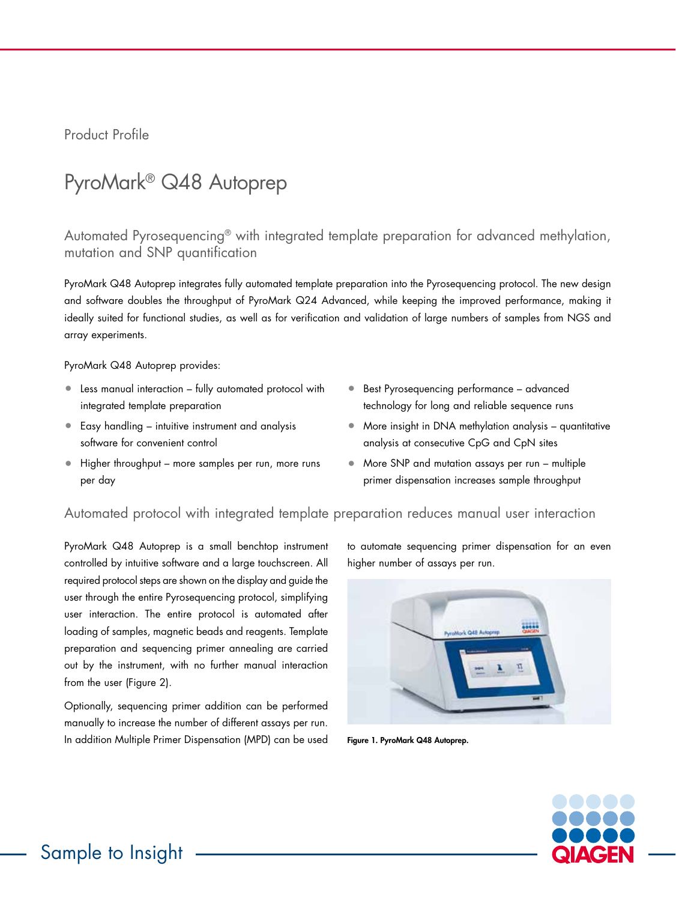Product Profile

# PyroMark® Q48 Autoprep

## Automated Pyrosequencing® with integrated template preparation for advanced methylation, mutation and SNP quantification

PyroMark Q48 Autoprep integrates fully automated template preparation into the Pyrosequencing protocol. The new design and software doubles the throughput of PyroMark Q24 Advanced, while keeping the improved performance, making it ideally suited for functional studies, as well as for verification and validation of large numbers of samples from NGS and array experiments.

PyroMark Q48 Autoprep provides:

- Less manual interaction – fully automated protocol with integrated template preparation
- Easy handling – intuitive instrument and analysis software for convenient control
- Higher throughput – more samples per run, more runs per day
- Best Pyrosequencing performance – advanced technology for long and reliable sequence runs
- More insight in DNA methylation analysis – quantitative analysis at consecutive CpG and CpN sites
- More SNP and mutation assays per run – multiple primer dispensation increases sample throughput

## Automated protocol with integrated template preparation reduces manual user interaction

PyroMark Q48 Autoprep is a small benchtop instrument controlled by intuitive software and a large touchscreen. All required protocol steps are shown on the display and guide the user through the entire Pyrosequencing protocol, simplifying user interaction. The entire protocol is automated after loading of samples, magnetic beads and reagents. Template preparation and sequencing primer annealing are carried out by the instrument, with no further manual interaction from the user (Figure 2).

Optionally, sequencing primer addition can be performed manually to increase the number of different assays per run. In addition Multiple Primer Dispensation (MPD) can be used to automate sequencing primer dispensation for an even higher number of assays per run.

**Figure 1. PyroMark Q48 Autoprep.**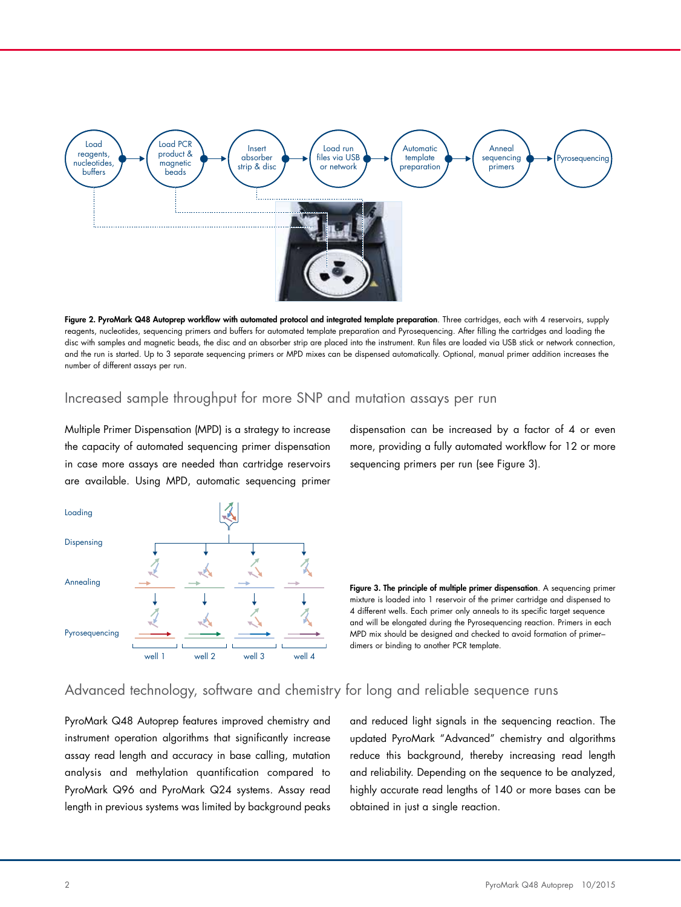Load reagents, nucleotides, buffers → Load PCR product & magnetic beads → Insert absorber strip & disc → Load run files via USB or network → Automatic template preparation → Anneal sequencing primers → Pyrosequencing

**Figure 2. PyroMark Q48 Autoprep workflow with automated protocol and integrated template preparation**. Three cartridges, each with 4 reservoirs, supply reagents, nucleotides, sequencing primers and buffers for automated template preparation and Pyrosequencing. After filling the cartridges and loading the disc with samples and magnetic beads, the disc and an absorber strip are placed into the instrument. Run files are loaded via USB stick or network connection, and the run is started. Up to 3 separate sequencing primers or MPD mixes can be dispensed automatically. Optional, manual primer addition increases the number of different assays per run.

## Increased sample throughput for more SNP and mutation assays per run

Multiple Primer Dispensation (MPD) is a strategy to increase the capacity of automated sequencing primer dispensation in case more assays are needed than cartridge reservoirs are available. Using MPD, automatic sequencing primer dispensation can be increased by a factor of 4 or even more, providing a fully automated workflow for 12 or more sequencing primers per run (see Figure 3).

Loading

Dispensing

Annealing

Pyrosequencing

well 1 | well 2 | well 3 | well 4

**Figure 3. The principle of multiple primer dispensation**. A sequencing primer mixture is loaded into 1 reservoir of the primer cartridge and dispensed to 4 different wells. Each primer only anneals to its specific target sequence and will be elongated during the Pyrosequencing reaction. Primers in each MPD mix should be designed and checked to avoid formation of primer–dimers or binding to another PCR template.

## Advanced technology, software and chemistry for long and reliable sequence runs

PyroMark Q48 Autoprep features improved chemistry and instrument operation algorithms that significantly increase assay read length and accuracy in base calling, mutation analysis and methylation quantification compared to PyroMark Q96 and PyroMark Q24 systems. Assay read length in previous systems was limited by background peaks and reduced light signals in the sequencing reaction. The updated PyroMark "Advanced" chemistry and algorithms reduce this background, thereby increasing read length and reliability. Depending on the sequence to be analyzed, highly accurate read lengths of 140 or more bases can be obtained in just a single reaction.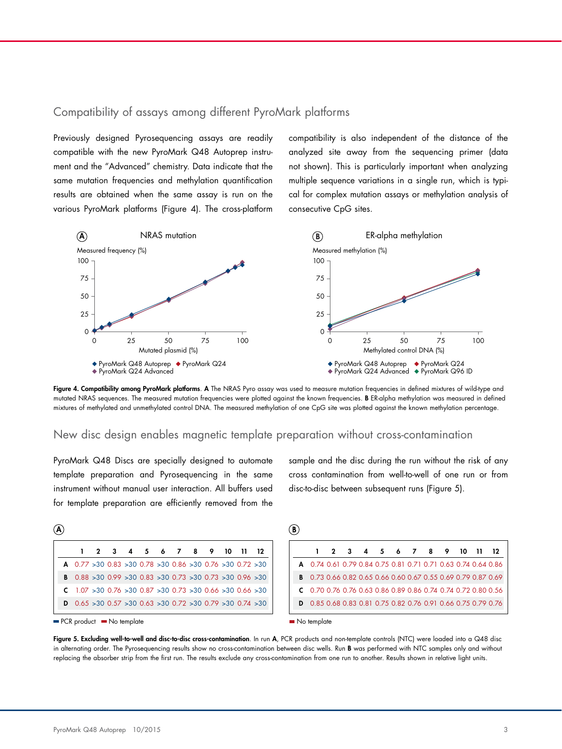## Compatibility of assays among different PyroMark platforms

Previously designed Pyrosequencing assays are readily compatible with the new PyroMark Q48 Autoprep instrument and the "Advanced" chemistry. Data indicate that the same mutation frequencies and methylation quantification results are obtained when the same assay is run on the various PyroMark platforms (Figure 4). The cross-platform compatibility is also independent of the distance of the analyzed site away from the sequencing primer (data not shown). This is particularly important when analyzing multiple sequence variations in a single run, which is typical for complex mutation assays or methylation analysis of consecutive CpG sites.

**Figure 4. Compatibility among PyroMark platforms. A** The NRAS Pyro assay was used to measure mutation frequencies in defined mixtures of wild-type and mutated NRAS sequences. The measured mutation frequencies were plotted against the known frequencies. **B** ER-alpha methylation was measured in defined mixtures of methylated and unmethylated control DNA. The measured methylation of one CpG site was plotted against the known methylation percentage.

## New disc design enables magnetic template preparation without cross-contamination

PyroMark Q48 Discs are specially designed to automate template preparation and Pyrosequencing in the same instrument without manual user interaction. All buffers used for template preparation are efficiently removed from the sample and the disc during the run without the risk of any cross contamination from well-to-well of one run or from disc-to-disc between subsequent runs (Figure 5).

**A**

| | 1 | 2 | 3 | 4 | 5 | 6 | 7 | 8 | 9 | 10 | 11 | 12 |
|---|---|---|---|---|---|---|---|---|---|---|---|---|
| **A** | 0.77 | >30 | 0.83 | >30 | 0.78 | >30 | 0.86 | >30 | 0.76 | >30 | 0.72 | >30 |
| **B** | 0.88 | >30 | 0.99 | >30 | 0.83 | >30 | 0.73 | >30 | 0.73 | >30 | 0.96 | >30 |
| **C** | 1.07 | >30 | 0.76 | >30 | 0.87 | >30 | 0.73 | >30 | 0.66 | >30 | 0.66 | >30 |
| **D** | 0.65 | >30 | 0.57 | >30 | 0.63 | >30 | 0.72 | >30 | 0.79 | >30 | 0.74 | >30 |

PCR product; No template

**B**

| | 1 | 2 | 3 | 4 | 5 | 6 | 7 | 8 | 9 | 10 | 11 | 12 |
|---|---|---|---|---|---|---|---|---|---|---|---|---|
| **A** | 0.74 | 0.61 | 0.79 | 0.84 | 0.75 | 0.81 | 0.71 | 0.71 | 0.63 | 0.74 | 0.64 | 0.86 |
| **B** | 0.73 | 0.66 | 0.82 | 0.65 | 0.66 | 0.60 | 0.67 | 0.55 | 0.69 | 0.79 | 0.87 | 0.69 |
| **C** | 0.70 | 0.76 | 0.76 | 0.63 | 0.86 | 0.89 | 0.86 | 0.74 | 0.74 | 0.72 | 0.80 | 0.56 |
| **D** | 0.85 | 0.68 | 0.83 | 0.81 | 0.75 | 0.82 | 0.76 | 0.91 | 0.66 | 0.75 | 0.79 | 0.76 |

No template

**Figure 5. Excluding well-to-well and disc-to-disc cross-contamination**. In run **A**, PCR products and non-template controls (NTC) were loaded into a Q48 disc in alternating order. The Pyrosequencing results show no cross-contamination between disc wells. Run **B** was performed with NTC samples only and without replacing the absorber strip from the first run. The results exclude any cross-contamination from one run to another. Results shown in relative light units.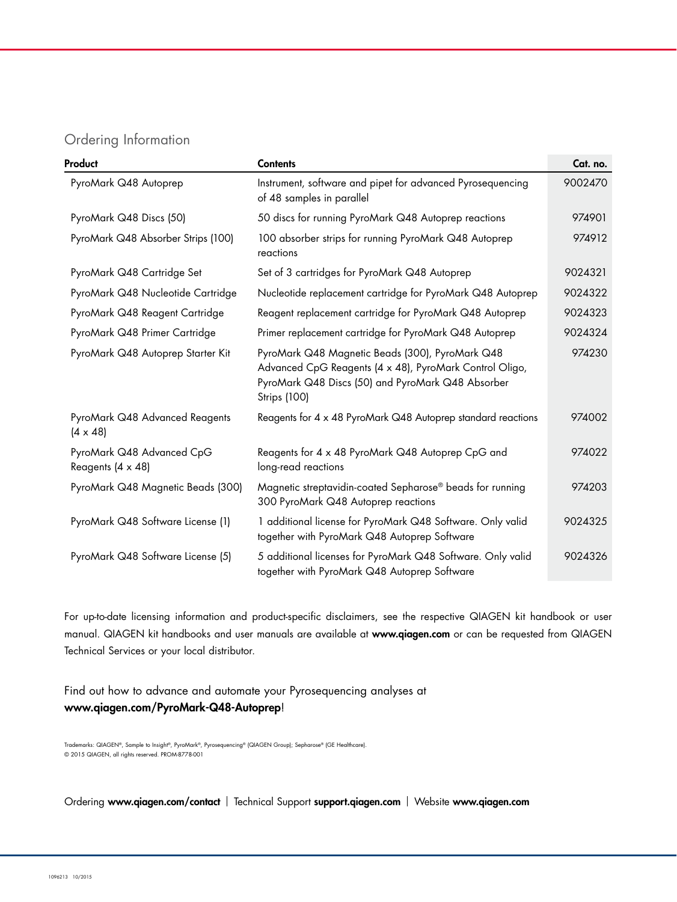## Ordering Information

| Product | Contents | Cat. no. |
|---|---|---|
| PyroMark Q48 Autoprep | Instrument, software and pipet for advanced Pyrosequencing of 48 samples in parallel | 9002470 |
| PyroMark Q48 Discs (50) | 50 discs for running PyroMark Q48 Autoprep reactions | 974901 |
| PyroMark Q48 Absorber Strips (100) | 100 absorber strips for running PyroMark Q48 Autoprep reactions | 974912 |
| PyroMark Q48 Cartridge Set | Set of 3 cartridges for PyroMark Q48 Autoprep | 9024321 |
| PyroMark Q48 Nucleotide Cartridge | Nucleotide replacement cartridge for PyroMark Q48 Autoprep | 9024322 |
| PyroMark Q48 Reagent Cartridge | Reagent replacement cartridge for PyroMark Q48 Autoprep | 9024323 |
| PyroMark Q48 Primer Cartridge | Primer replacement cartridge for PyroMark Q48 Autoprep | 9024324 |
| PyroMark Q48 Autoprep Starter Kit | PyroMark Q48 Magnetic Beads (300), PyroMark Q48 Advanced CpG Reagents (4 x 48), PyroMark Control Oligo, PyroMark Q48 Discs (50) and PyroMark Q48 Absorber Strips (100) | 974230 |
| PyroMark Q48 Advanced Reagents (4 x 48) | Reagents for 4 x 48 PyroMark Q48 Autoprep standard reactions | 974002 |
| PyroMark Q48 Advanced CpG Reagents (4 x 48) | Reagents for 4 x 48 PyroMark Q48 Autoprep CpG and long-read reactions | 974022 |
| PyroMark Q48 Magnetic Beads (300) | Magnetic streptavidin-coated Sepharose® beads for running 300 PyroMark Q48 Autoprep reactions | 974203 |
| PyroMark Q48 Software License (1) | 1 additional license for PyroMark Q48 Software. Only valid together with PyroMark Q48 Autoprep Software | 9024325 |
| PyroMark Q48 Software License (5) | 5 additional licenses for PyroMark Q48 Software. Only valid together with PyroMark Q48 Autoprep Software | 9024326 |

For up-to-date licensing information and product-specific disclaimers, see the respective QIAGEN kit handbook or user manual. QIAGEN kit handbooks and user manuals are available at **www.qiagen.com** or can be requested from QIAGEN Technical Services or your local distributor.

Find out how to advance and automate your Pyrosequencing analyses at **www.qiagen.com/PyroMark-Q48-Autoprep**!

Trademarks: QIAGEN®, Sample to Insight®, PyroMark®, Pyrosequencing® (QIAGEN Group); Sepharose® (GE Healthcare).
© 2015 QIAGEN, all rights reserved. PROM-8778-001

Ordering **www.qiagen.com/contact** | Technical Support **support.qiagen.com** | Website **www.qiagen.com**

1096213 10/2015